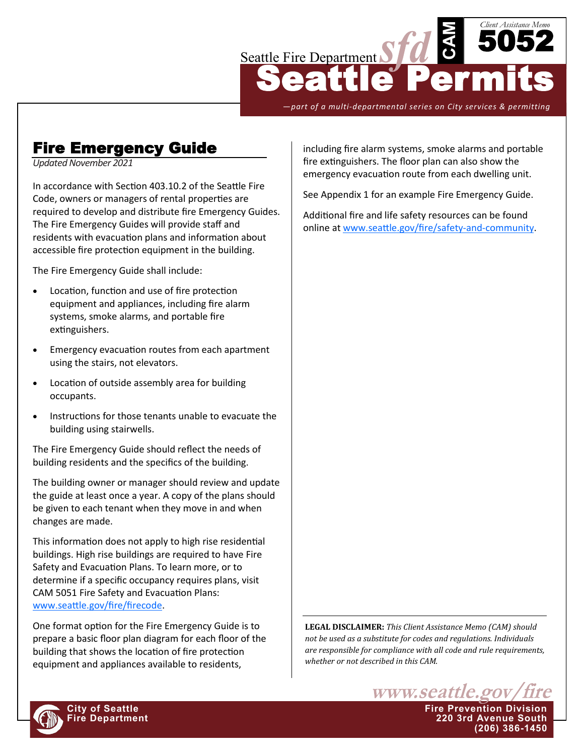Seattle Fire Department *sfd* **CAM** *Client Assistance Memo* **5052**

# Seattle Permits

*—part of a multi-departmental series on City services & permitting*

## Fire Emergency Guide

*Updated November 2021*

In accordance with Section 403.10.2 of the Seattle Fire Code, owners or managers of rental properties are required to develop and distribute fire Emergency Guides. The Fire Emergency Guides will provide staff and residents with evacuation plans and information about accessible fire protection equipment in the building.

The Fire Emergency Guide shall include:

- Location, function and use of fire protection equipment and appliances, including fire alarm systems, smoke alarms, and portable fire extinguishers.
- Emergency evacuation routes from each apartment using the stairs, not elevators.
- Location of outside assembly area for building occupants.
- Instructions for those tenants unable to evacuate the building using stairwells.

The Fire Emergency Guide should reflect the needs of building residents and the specifics of the building.

The building owner or manager should review and update the guide at least once a year. A copy of the plans should be given to each tenant when they move in and when changes are made.

This information does not apply to high rise residential buildings. High rise buildings are required to have Fire Safety and Evacuation Plans. To learn more, or to determine if a specific occupancy requires plans, visit CAM 5051 Fire Safety and Evacuation Plans: www.seattle.gov/fire/firecode.

One format option for the Fire Emergency Guide is to prepare a basic floor plan diagram for each floor of the building that shows the location of fire protection equipment and appliances available to residents, including fire alarm systems, smoke alarms and portable fire extinguishers. The floor plan can also show the emergency evacuation route from each dwelling unit.

See Appendix 1 for an example Fire Emergency Guide.

Additional fire and life safety resources can be found online at www.seattle.gov/fire/safety-and-community.

**LEGAL DISCLAIMER:** *This Client Assistance Memo (CAM) should not be used as a substitute for codes and regulations. Individuals are responsible for compliance with all code and rule requirements, whether or not described in this CAM.*

www.seattle.gov/fire

City of Seattle
Fire Department

Fire Prevention Division
220 3rd Avenue South
(206) 386-1450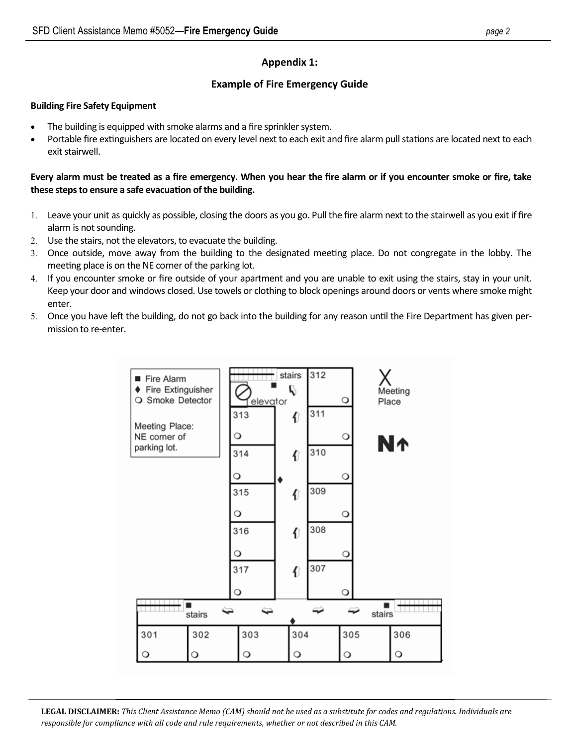## Appendix 1:

## Example of Fire Emergency Guide

**Building Fire Safety Equipment**

- The building is equipped with smoke alarms and a fire sprinkler system.
- Portable fire extinguishers are located on every level next to each exit and fire alarm pull stations are located next to each exit stairwell.

**Every alarm must be treated as a fire emergency. When you hear the fire alarm or if you encounter smoke or fire, take these steps to ensure a safe evacuation of the building.**

1. Leave your unit as quickly as possible, closing the doors as you go. Pull the fire alarm next to the stairwell as you exit if fire alarm is not sounding.
2. Use the stairs, not the elevators, to evacuate the building.
3. Once outside, move away from the building to the designated meeting place. Do not congregate in the lobby. The meeting place is on the NE corner of the parking lot.
4. If you encounter smoke or fire outside of your apartment and you are unable to exit using the stairs, stay in your unit. Keep your door and windows closed. Use towels or clothing to block openings around doors or vents where smoke might enter.
5. Once you have left the building, do not go back into the building for any reason until the Fire Department has given permission to re-enter.

■ Fire Alarm
♦ Fire Extinguisher
○ Smoke Detector

Meeting Place:
NE corner of
parking lot.

X
Meeting
Place

N↑

stairs
elevator
312
313
311
314
310
315
309
316
308
317
307
stairs
stairs
301
302
303
304
305
306

**LEGAL DISCLAIMER:** *This Client Assistance Memo (CAM) should not be used as a substitute for codes and regulations. Individuals are responsible for compliance with all code and rule requirements, whether or not described in this CAM.*